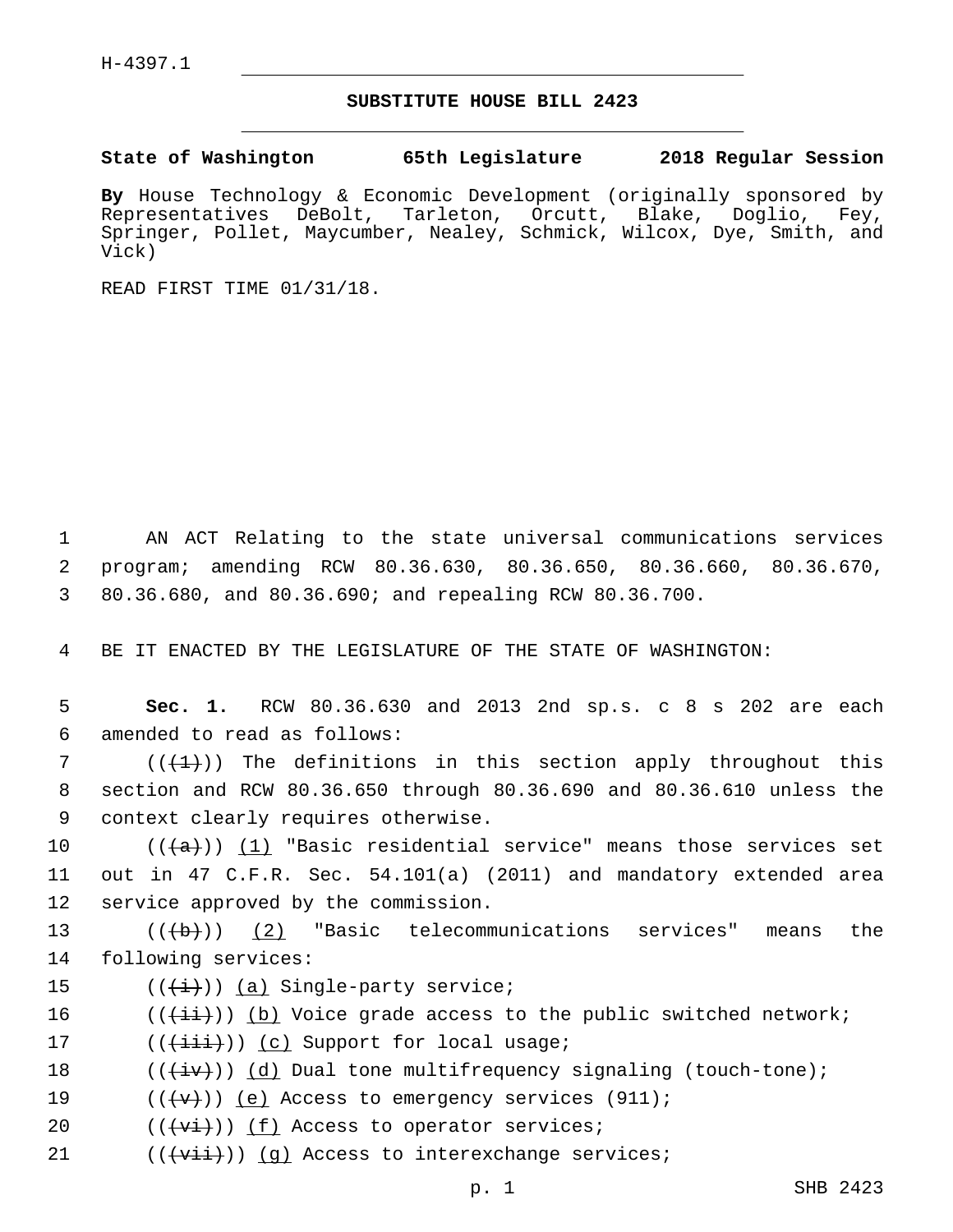H-4397.1

# SUBSTITUTE HOUSE BILL 2423

**State of Washington 65th Legislature 2018 Regular Session**

**By** House Technology & Economic Development (originally sponsored by Representatives DeBolt, Tarleton, Orcutt, Blake, Doglio, Fey, Springer, Pollet, Maycumber, Nealey, Schmick, Wilcox, Dye, Smith, and Vick)

READ FIRST TIME 01/31/18.

AN ACT Relating to the state universal communications services program; amending RCW 80.36.630, 80.36.650, 80.36.660, 80.36.670, 80.36.680, and 80.36.690; and repealing RCW 80.36.700.

BE IT ENACTED BY THE LEGISLATURE OF THE STATE OF WASHINGTON:

**Sec. 1.** RCW 80.36.630 and 2013 2nd sp.s. c 8 s 202 are each amended to read as follows:

(((~~1~~))) The definitions in this section apply throughout this section and RCW 80.36.650 through 80.36.690 and 80.36.610 unless the context clearly requires otherwise.

(((~~a~~))) (1) "Basic residential service" means those services set out in 47 C.F.R. Sec. 54.101(a) (2011) and mandatory extended area service approved by the commission.

(((~~b~~))) (2) "Basic telecommunications services" means the following services:

(((~~i~~))) (a) Single-party service;

(((~~ii~~))) (b) Voice grade access to the public switched network;

(((~~iii~~))) (c) Support for local usage;

(((~~iv~~))) (d) Dual tone multifrequency signaling (touch-tone);

(((~~v~~))) (e) Access to emergency services (911);

(((~~vi~~))) (f) Access to operator services;

(((~~vii~~))) (g) Access to interexchange services;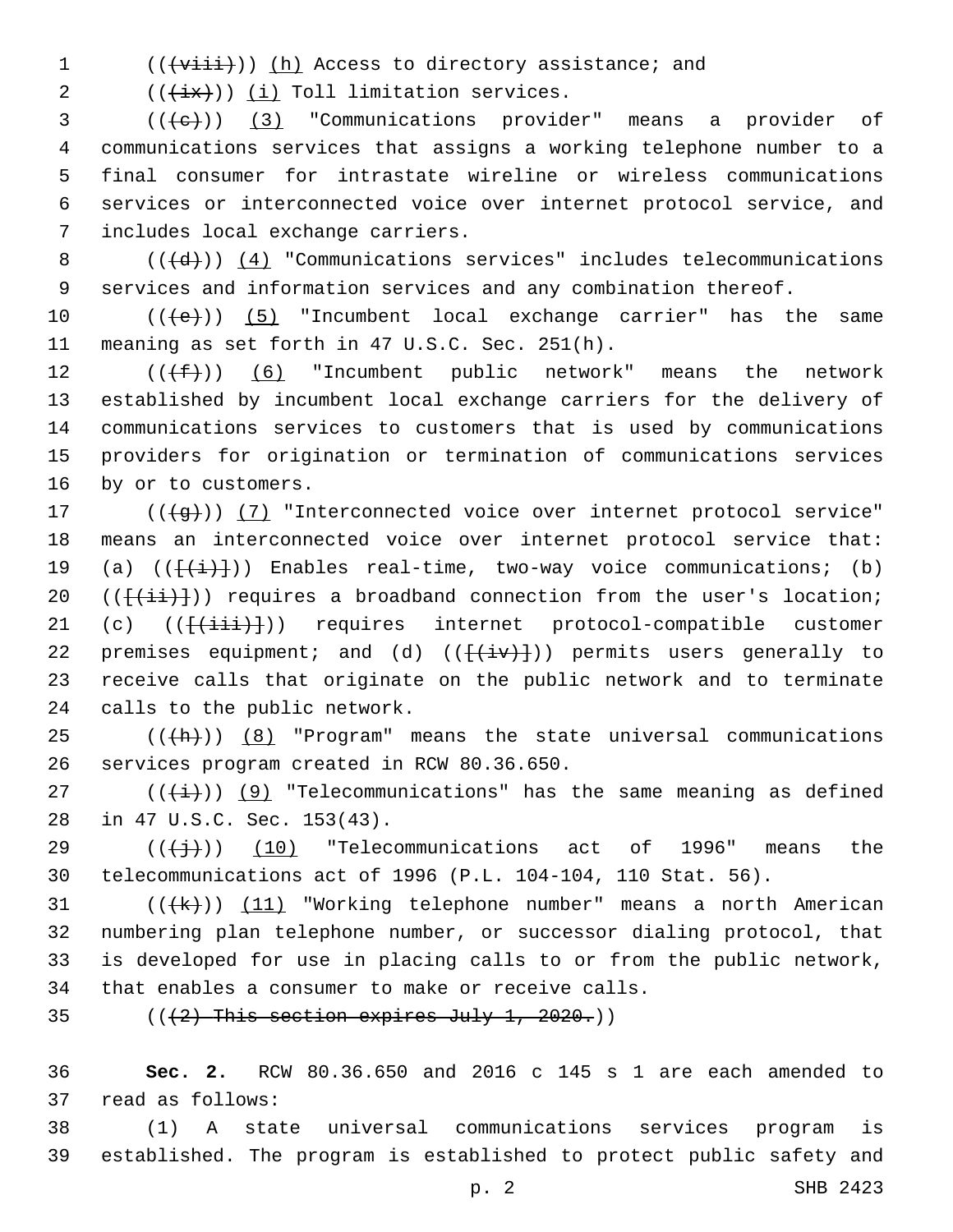(((viii))) (h) Access to directory assistance; and

(((ix))) (i) Toll limitation services.

(((c))) (3) "Communications provider" means a provider of communications services that assigns a working telephone number to a final consumer for intrastate wireline or wireless communications services or interconnected voice over internet protocol service, and includes local exchange carriers.

(((d))) (4) "Communications services" includes telecommunications services and information services and any combination thereof.

(((e))) (5) "Incumbent local exchange carrier" has the same meaning as set forth in 47 U.S.C. Sec. 251(h).

(((f))) (6) "Incumbent public network" means the network established by incumbent local exchange carriers for the delivery of communications services to customers that is used by communications providers for origination or termination of communications services by or to customers.

(((g))) (7) "Interconnected voice over internet protocol service" means an interconnected voice over internet protocol service that: (a) (([(i)])) Enables real-time, two-way voice communications; (b) (([(ii)])) requires a broadband connection from the user's location; (c) (([(iii)])) requires internet protocol-compatible customer premises equipment; and (d) (([(iv)])) permits users generally to receive calls that originate on the public network and to terminate calls to the public network.

(((h))) (8) "Program" means the state universal communications services program created in RCW 80.36.650.

(((i))) (9) "Telecommunications" has the same meaning as defined in 47 U.S.C. Sec. 153(43).

(((j))) (10) "Telecommunications act of 1996" means the telecommunications act of 1996 (P.L. 104-104, 110 Stat. 56).

(((k))) (11) "Working telephone number" means a north American numbering plan telephone number, or successor dialing protocol, that is developed for use in placing calls to or from the public network, that enables a consumer to make or receive calls.

(((2) This section expires July 1, 2020.))

**Sec. 2.** RCW 80.36.650 and 2016 c 145 s 1 are each amended to read as follows:

(1) A state universal communications services program is established. The program is established to protect public safety and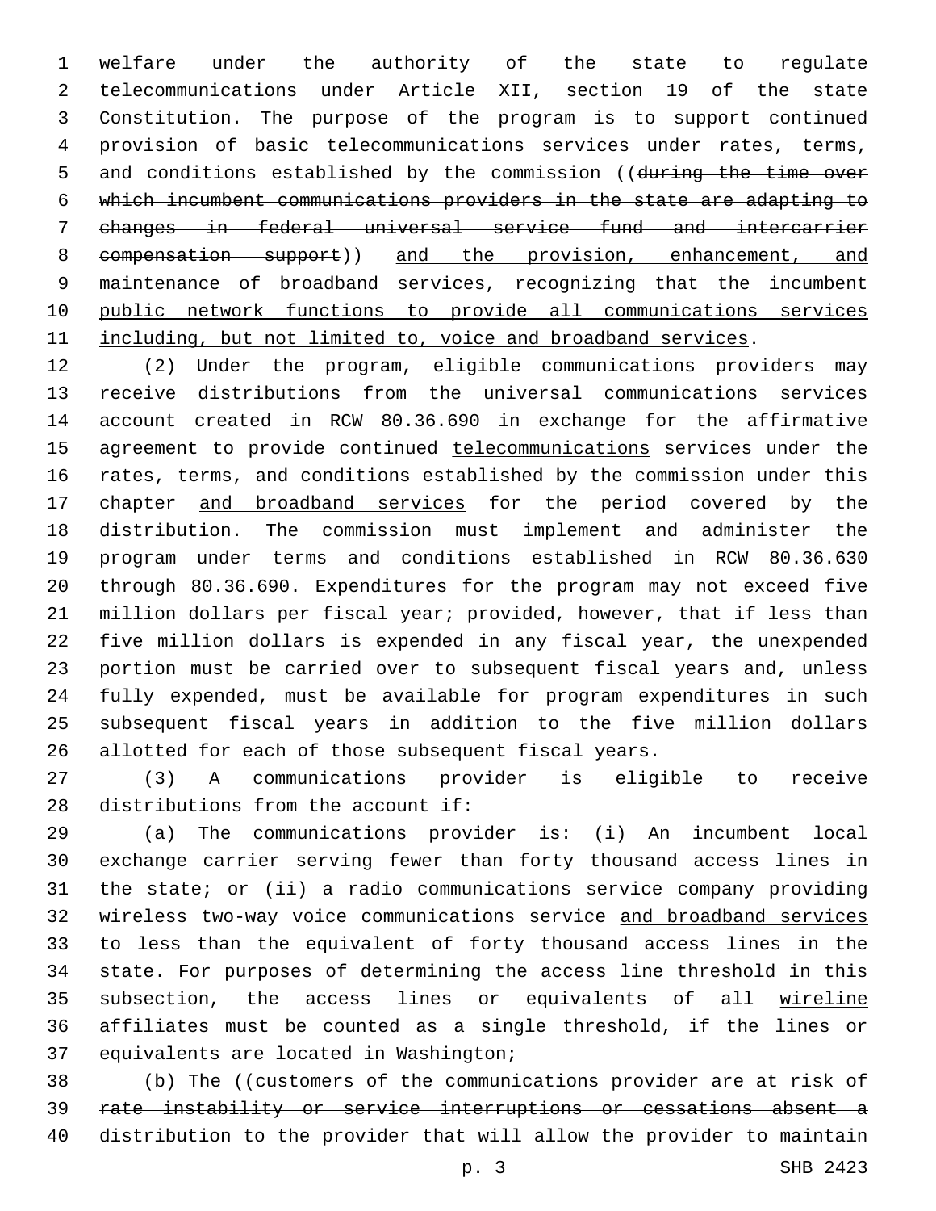welfare under the authority of the state to regulate telecommunications under Article XII, section 19 of the state Constitution. The purpose of the program is to support continued provision of basic telecommunications services under rates, terms, and conditions established by the commission ((~~during the time over which incumbent communications providers in the state are adapting to changes in federal universal service fund and intercarrier compensation support~~)) and the provision, enhancement, and maintenance of broadband services, recognizing that the incumbent public network functions to provide all communications services including, but not limited to, voice and broadband services.

(2) Under the program, eligible communications providers may receive distributions from the universal communications services account created in RCW 80.36.690 in exchange for the affirmative agreement to provide continued telecommunications services under the rates, terms, and conditions established by the commission under this chapter and broadband services for the period covered by the distribution. The commission must implement and administer the program under terms and conditions established in RCW 80.36.630 through 80.36.690. Expenditures for the program may not exceed five million dollars per fiscal year; provided, however, that if less than five million dollars is expended in any fiscal year, the unexpended portion must be carried over to subsequent fiscal years and, unless fully expended, must be available for program expenditures in such subsequent fiscal years in addition to the five million dollars allotted for each of those subsequent fiscal years.

(3) A communications provider is eligible to receive distributions from the account if:

(a) The communications provider is: (i) An incumbent local exchange carrier serving fewer than forty thousand access lines in the state; or (ii) a radio communications service company providing wireless two-way voice communications service and broadband services to less than the equivalent of forty thousand access lines in the state. For purposes of determining the access line threshold in this subsection, the access lines or equivalents of all wireline affiliates must be counted as a single threshold, if the lines or equivalents are located in Washington;

(b) The ((~~customers of the communications provider are at risk of rate instability or service interruptions or cessations absent a distribution to the provider that will allow the provider to maintain~~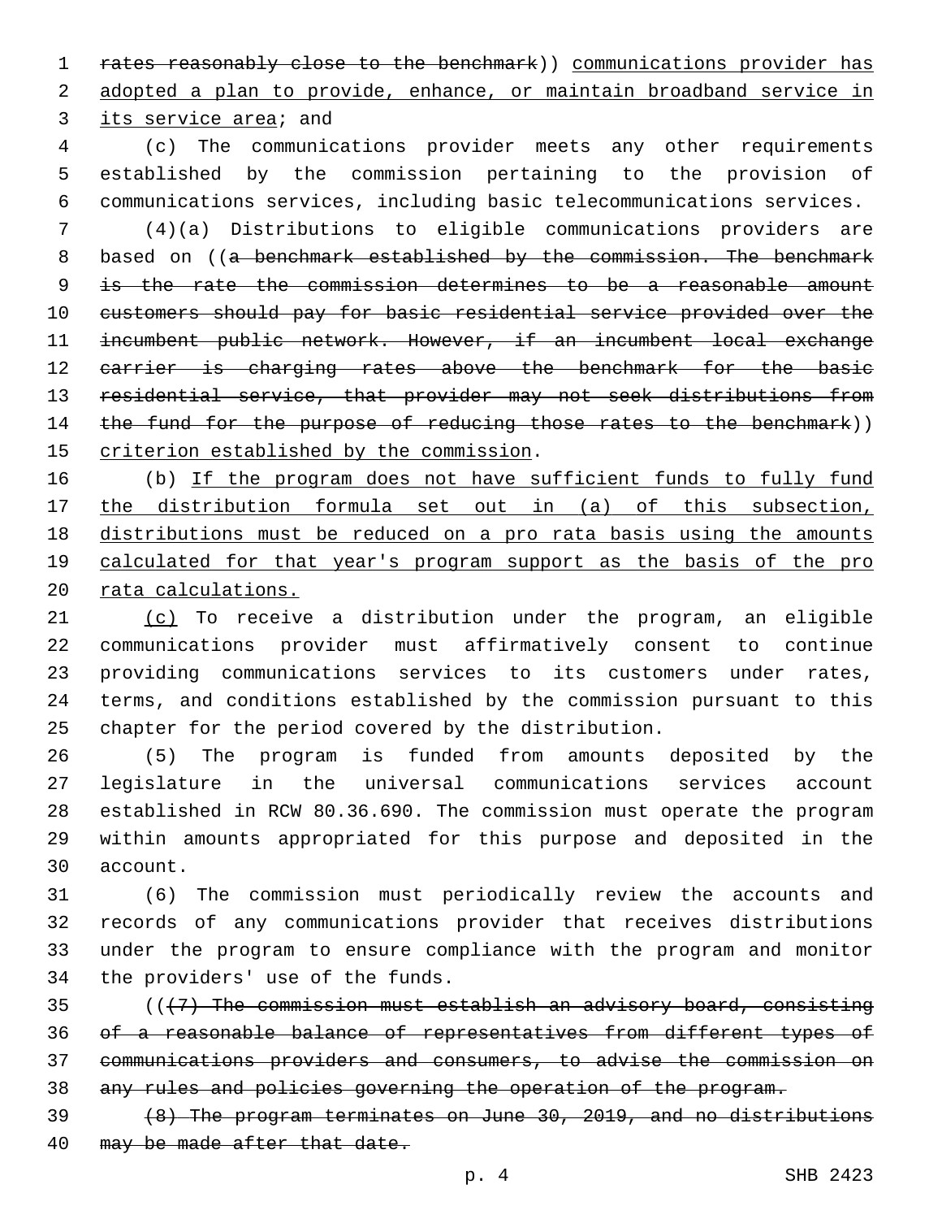~~rates reasonably close to the benchmark~~)) communications provider has adopted a plan to provide, enhance, or maintain broadband service in its service area; and

(c) The communications provider meets any other requirements established by the commission pertaining to the provision of communications services, including basic telecommunications services.

(4)(a) Distributions to eligible communications providers are based on ((~~a benchmark established by the commission. The benchmark is the rate the commission determines to be a reasonable amount customers should pay for basic residential service provided over the incumbent public network. However, if an incumbent local exchange carrier is charging rates above the benchmark for the basic residential service, that provider may not seek distributions from the fund for the purpose of reducing those rates to the benchmark~~)) criterion established by the commission.

(b) If the program does not have sufficient funds to fully fund the distribution formula set out in (a) of this subsection, distributions must be reduced on a pro rata basis using the amounts calculated for that year's program support as the basis of the pro rata calculations.

(c) To receive a distribution under the program, an eligible communications provider must affirmatively consent to continue providing communications services to its customers under rates, terms, and conditions established by the commission pursuant to this chapter for the period covered by the distribution.

(5) The program is funded from amounts deposited by the legislature in the universal communications services account established in RCW 80.36.690. The commission must operate the program within amounts appropriated for this purpose and deposited in the account.

(6) The commission must periodically review the accounts and records of any communications provider that receives distributions under the program to ensure compliance with the program and monitor the providers' use of the funds.

((~~(7) The commission must establish an advisory board, consisting of a reasonable balance of representatives from different types of communications providers and consumers, to advise the commission on any rules and policies governing the operation of the program.~~

~~(8) The program terminates on June 30, 2019, and no distributions may be made after that date.~~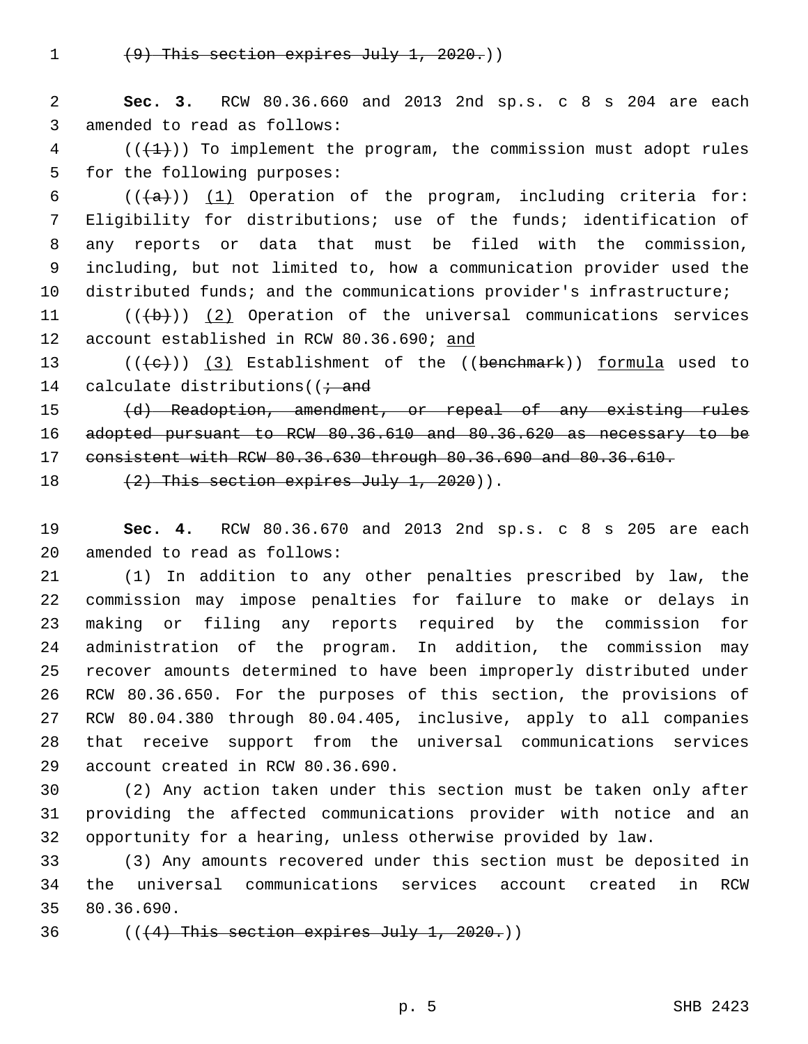(9) This section expires July 1, 2020.))

**Sec. 3.** RCW 80.36.660 and 2013 2nd sp.s. c 8 s 204 are each amended to read as follows:

(((1))) To implement the program, the commission must adopt rules for the following purposes:

(((a))) (1) Operation of the program, including criteria for: Eligibility for distributions; use of the funds; identification of any reports or data that must be filed with the commission, including, but not limited to, how a communication provider used the distributed funds; and the communications provider's infrastructure;

(((b))) (2) Operation of the universal communications services account established in RCW 80.36.690; and

(((c))) (3) Establishment of the ((benchmark)) formula used to calculate distributions((; and

(d) Readoption, amendment, or repeal of any existing rules adopted pursuant to RCW 80.36.610 and 80.36.620 as necessary to be consistent with RCW 80.36.630 through 80.36.690 and 80.36.610.

(2) This section expires July 1, 2020)).

**Sec. 4.** RCW 80.36.670 and 2013 2nd sp.s. c 8 s 205 are each amended to read as follows:

(1) In addition to any other penalties prescribed by law, the commission may impose penalties for failure to make or delays in making or filing any reports required by the commission for administration of the program. In addition, the commission may recover amounts determined to have been improperly distributed under RCW 80.36.650. For the purposes of this section, the provisions of RCW 80.04.380 through 80.04.405, inclusive, apply to all companies that receive support from the universal communications services account created in RCW 80.36.690.

(2) Any action taken under this section must be taken only after providing the affected communications provider with notice and an opportunity for a hearing, unless otherwise provided by law.

(3) Any amounts recovered under this section must be deposited in the universal communications services account created in RCW 80.36.690.

(((4) This section expires July 1, 2020.))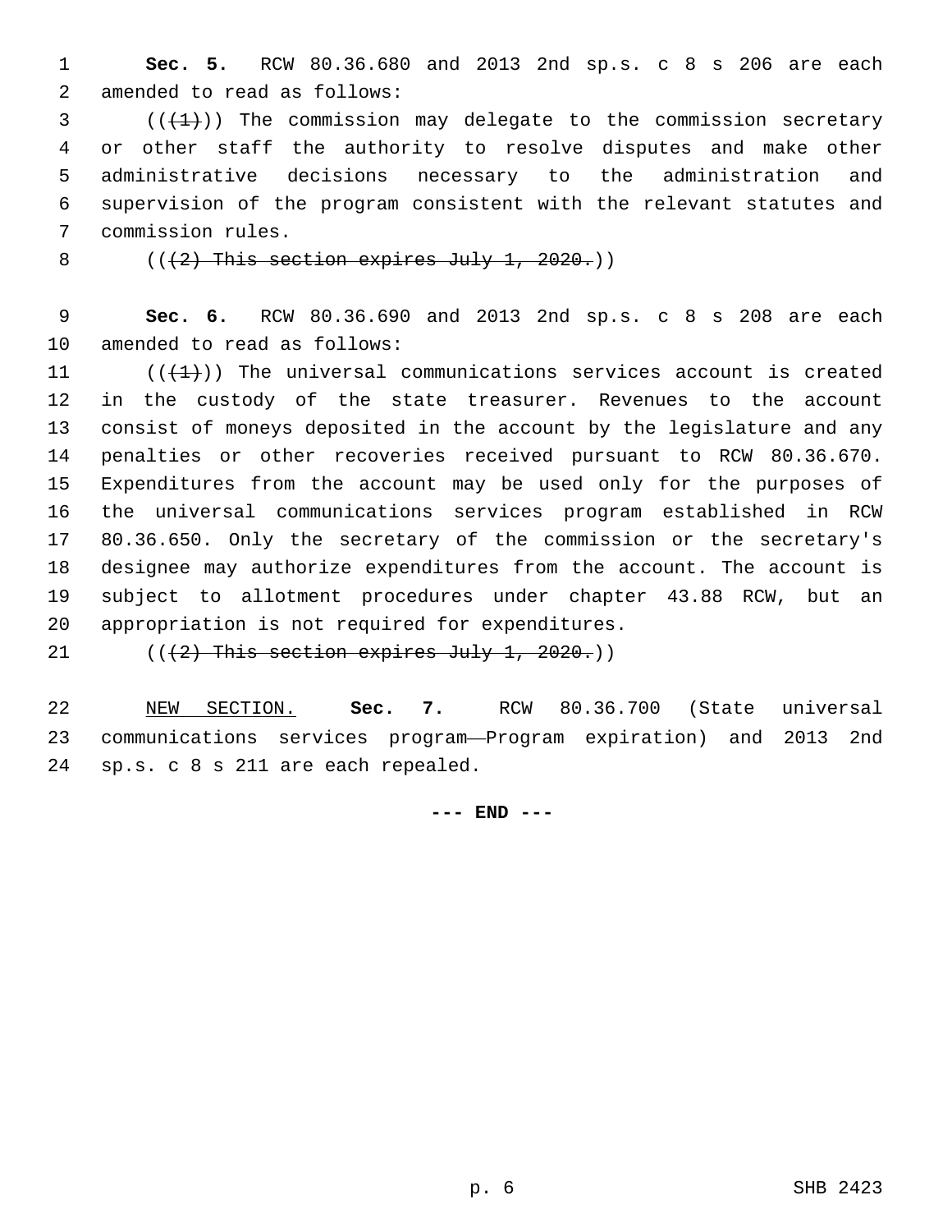**Sec. 5.** RCW 80.36.680 and 2013 2nd sp.s. c 8 s 206 are each amended to read as follows:

((~~(1)~~)) The commission may delegate to the commission secretary or other staff the authority to resolve disputes and make other administrative decisions necessary to the administration and supervision of the program consistent with the relevant statutes and commission rules.

((~~(2) This section expires July 1, 2020.~~))

**Sec. 6.** RCW 80.36.690 and 2013 2nd sp.s. c 8 s 208 are each amended to read as follows:

((~~(1)~~)) The universal communications services account is created in the custody of the state treasurer. Revenues to the account consist of moneys deposited in the account by the legislature and any penalties or other recoveries received pursuant to RCW 80.36.670. Expenditures from the account may be used only for the purposes of the universal communications services program established in RCW 80.36.650. Only the secretary of the commission or the secretary's designee may authorize expenditures from the account. The account is subject to allotment procedures under chapter 43.88 RCW, but an appropriation is not required for expenditures.

((~~(2) This section expires July 1, 2020.~~))

NEW SECTION. **Sec. 7.** RCW 80.36.700 (State universal communications services program—Program expiration) and 2013 2nd sp.s. c 8 s 211 are each repealed.

**--- END ---**